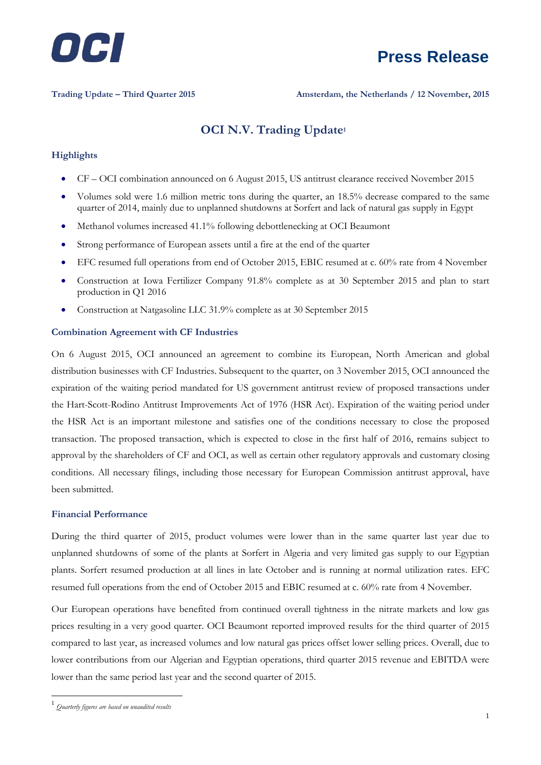# Press Release

**Trading Update – Third Quarter 2015** **Amsterdam, the Netherlands / 12 November, 2015**

## OCI N.V. Trading Update[1]

### Highlights

- CF – OCI combination announced on 6 August 2015, US antitrust clearance received November 2015
- Volumes sold were 1.6 million metric tons during the quarter, an 18.5% decrease compared to the same quarter of 2014, mainly due to unplanned shutdowns at Sorfert and lack of natural gas supply in Egypt
- Methanol volumes increased 41.1% following debottlenecking at OCI Beaumont
- Strong performance of European assets until a fire at the end of the quarter
- EFC resumed full operations from end of October 2015, EBIC resumed at c. 60% rate from 4 November
- Construction at Iowa Fertilizer Company 91.8% complete as at 30 September 2015 and plan to start production in Q1 2016
- Construction at Natgasoline LLC 31.9% complete as at 30 September 2015

### Combination Agreement with CF Industries

On 6 August 2015, OCI announced an agreement to combine its European, North American and global distribution businesses with CF Industries. Subsequent to the quarter, on 3 November 2015, OCI announced the expiration of the waiting period mandated for US government antitrust review of proposed transactions under the Hart-Scott-Rodino Antitrust Improvements Act of 1976 (HSR Act). Expiration of the waiting period under the HSR Act is an important milestone and satisfies one of the conditions necessary to close the proposed transaction. The proposed transaction, which is expected to close in the first half of 2016, remains subject to approval by the shareholders of CF and OCI, as well as certain other regulatory approvals and customary closing conditions. All necessary filings, including those necessary for European Commission antitrust approval, have been submitted.

### Financial Performance

During the third quarter of 2015, product volumes were lower than in the same quarter last year due to unplanned shutdowns of some of the plants at Sorfert in Algeria and very limited gas supply to our Egyptian plants. Sorfert resumed production at all lines in late October and is running at normal utilization rates. EFC resumed full operations from the end of October 2015 and EBIC resumed at c. 60% rate from 4 November.

Our European operations have benefited from continued overall tightness in the nitrate markets and low gas prices resulting in a very good quarter. OCI Beaumont reported improved results for the third quarter of 2015 compared to last year, as increased volumes and low natural gas prices offset lower selling prices. Overall, due to lower contributions from our Algerian and Egyptian operations, third quarter 2015 revenue and EBITDA were lower than the same period last year and the second quarter of 2015.

---

[1] *Quarterly figures are based on unaudited results*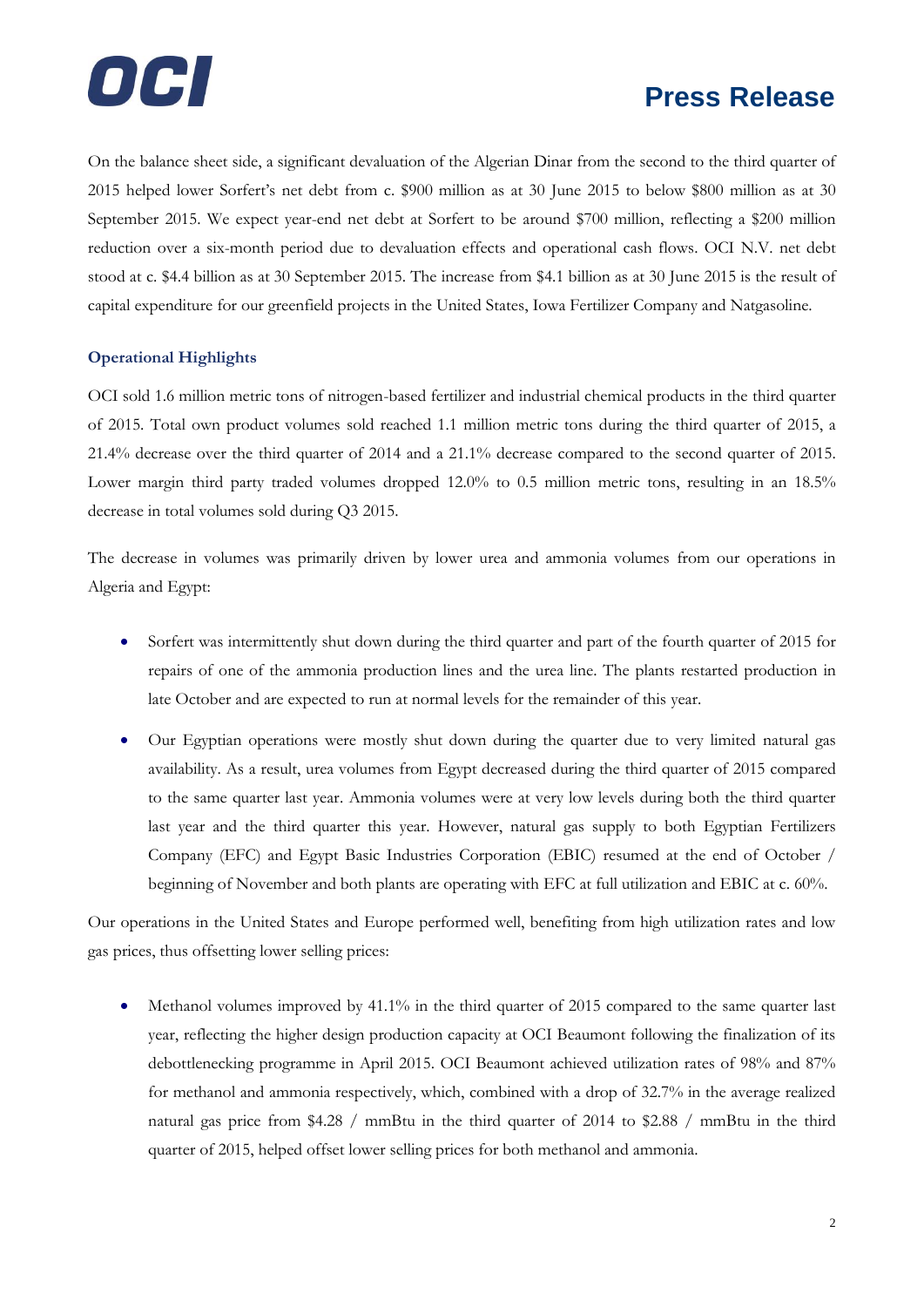On the balance sheet side, a significant devaluation of the Algerian Dinar from the second to the third quarter of 2015 helped lower Sorfert's net debt from c. $900 million as at 30 June 2015 to below $800 million as at 30 September 2015. We expect year-end net debt at Sorfert to be around $700 million, reflecting a $200 million reduction over a six-month period due to devaluation effects and operational cash flows. OCI N.V. net debt stood at c. $4.4 billion as at 30 September 2015. The increase from $4.1 billion as at 30 June 2015 is the result of capital expenditure for our greenfield projects in the United States, Iowa Fertilizer Company and Natgasoline.

### Operational Highlights

OCI sold 1.6 million metric tons of nitrogen-based fertilizer and industrial chemical products in the third quarter of 2015. Total own product volumes sold reached 1.1 million metric tons during the third quarter of 2015, a 21.4% decrease over the third quarter of 2014 and a 21.1% decrease compared to the second quarter of 2015. Lower margin third party traded volumes dropped 12.0% to 0.5 million metric tons, resulting in an 18.5% decrease in total volumes sold during Q3 2015.

The decrease in volumes was primarily driven by lower urea and ammonia volumes from our operations in Algeria and Egypt:

- Sorfert was intermittently shut down during the third quarter and part of the fourth quarter of 2015 for repairs of one of the ammonia production lines and the urea line. The plants restarted production in late October and are expected to run at normal levels for the remainder of this year.
- Our Egyptian operations were mostly shut down during the quarter due to very limited natural gas availability. As a result, urea volumes from Egypt decreased during the third quarter of 2015 compared to the same quarter last year. Ammonia volumes were at very low levels during both the third quarter last year and the third quarter this year. However, natural gas supply to both Egyptian Fertilizers Company (EFC) and Egypt Basic Industries Corporation (EBIC) resumed at the end of October / beginning of November and both plants are operating with EFC at full utilization and EBIC at c. 60%.

Our operations in the United States and Europe performed well, benefiting from high utilization rates and low gas prices, thus offsetting lower selling prices:

- Methanol volumes improved by 41.1% in the third quarter of 2015 compared to the same quarter last year, reflecting the higher design production capacity at OCI Beaumont following the finalization of its debottlenecking programme in April 2015. OCI Beaumont achieved utilization rates of 98% and 87% for methanol and ammonia respectively, which, combined with a drop of 32.7% in the average realized natural gas price from $4.28 / mmBtu in the third quarter of 2014 to $2.88 / mmBtu in the third quarter of 2015, helped offset lower selling prices for both methanol and ammonia.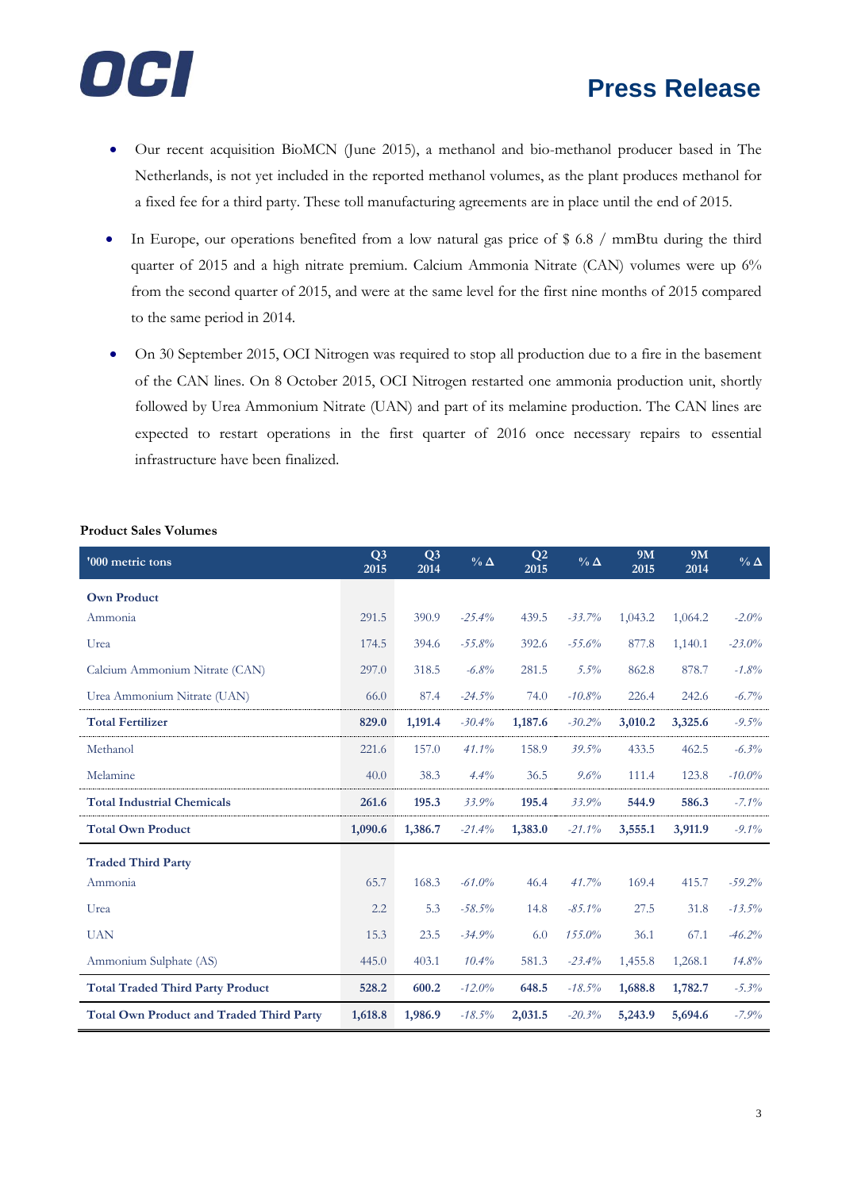- Our recent acquisition BioMCN (June 2015), a methanol and bio-methanol producer based in The Netherlands, is not yet included in the reported methanol volumes, as the plant produces methanol for a fixed fee for a third party. These toll manufacturing agreements are in place until the end of 2015.
- In Europe, our operations benefited from a low natural gas price of $ 6.8 / mmBtu during the third quarter of 2015 and a high nitrate premium. Calcium Ammonia Nitrate (CAN) volumes were up 6% from the second quarter of 2015, and were at the same level for the first nine months of 2015 compared to the same period in 2014.
- On 30 September 2015, OCI Nitrogen was required to stop all production due to a fire in the basement of the CAN lines. On 8 October 2015, OCI Nitrogen restarted one ammonia production unit, shortly followed by Urea Ammonium Nitrate (UAN) and part of its melamine production. The CAN lines are expected to restart operations in the first quarter of 2016 once necessary repairs to essential infrastructure have been finalized.

**Product Sales Volumes**

| '000 metric tons | Q3 2015 | Q3 2014 | % Δ | Q2 2015 | % Δ | 9M 2015 | 9M 2014 | % Δ |
|---|---|---|---|---|---|---|---|---|
| **Own Product** | | | | | | | | |
| Ammonia | 291.5 | 390.9 | *-25.4%* | 439.5 | *-33.7%* | 1,043.2 | 1,064.2 | *-2.0%* |
| Urea | 174.5 | 394.6 | *-55.8%* | 392.6 | *-55.6%* | 877.8 | 1,140.1 | *-23.0%* |
| Calcium Ammonium Nitrate (CAN) | 297.0 | 318.5 | *-6.8%* | 281.5 | *5.5%* | 862.8 | 878.7 | *-1.8%* |
| Urea Ammonium Nitrate (UAN) | 66.0 | 87.4 | *-24.5%* | 74.0 | *-10.8%* | 226.4 | 242.6 | *-6.7%* |
| **Total Fertilizer** | **829.0** | **1,191.4** | *-30.4%* | **1,187.6** | *-30.2%* | **3,010.2** | **3,325.6** | *-9.5%* |
| Methanol | 221.6 | 157.0 | *41.1%* | 158.9 | *39.5%* | 433.5 | 462.5 | *-6.3%* |
| Melamine | 40.0 | 38.3 | *4.4%* | 36.5 | *9.6%* | 111.4 | 123.8 | *-10.0%* |
| **Total Industrial Chemicals** | **261.6** | **195.3** | *33.9%* | **195.4** | *33.9%* | **544.9** | **586.3** | *-7.1%* |
| **Total Own Product** | **1,090.6** | **1,386.7** | *-21.4%* | **1,383.0** | *-21.1%* | **3,555.1** | **3,911.9** | *-9.1%* |
| **Traded Third Party** | | | | | | | | |
| Ammonia | 65.7 | 168.3 | *-61.0%* | 46.4 | *41.7%* | 169.4 | 415.7 | *-59.2%* |
| Urea | 2.2 | 5.3 | *-58.5%* | 14.8 | *-85.1%* | 27.5 | 31.8 | *-13.5%* |
| UAN | 15.3 | 23.5 | *-34.9%* | 6.0 | *155.0%* | 36.1 | 67.1 | *-46.2%* |
| Ammonium Sulphate (AS) | 445.0 | 403.1 | *10.4%* | 581.3 | *-23.4%* | 1,455.8 | 1,268.1 | *14.8%* |
| **Total Traded Third Party Product** | **528.2** | **600.2** | *-12.0%* | **648.5** | *-18.5%* | **1,688.8** | **1,782.7** | *-5.3%* |
| **Total Own Product and Traded Third Party** | **1,618.8** | **1,986.9** | *-18.5%* | **2,031.5** | *-20.3%* | **5,243.9** | **5,694.6** | *-7.9%* |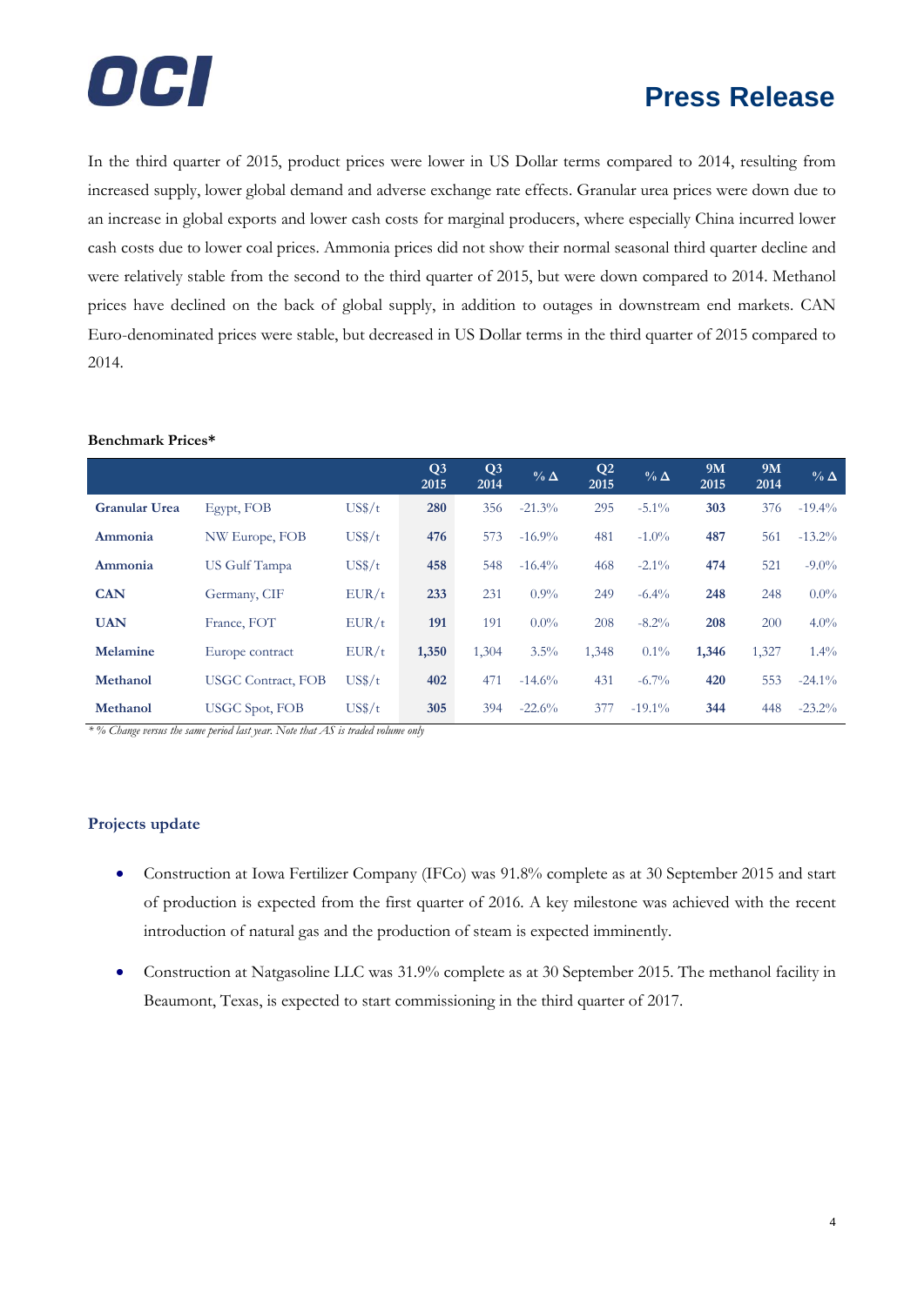In the third quarter of 2015, product prices were lower in US Dollar terms compared to 2014, resulting from increased supply, lower global demand and adverse exchange rate effects. Granular urea prices were down due to an increase in global exports and lower cash costs for marginal producers, where especially China incurred lower cash costs due to lower coal prices. Ammonia prices did not show their normal seasonal third quarter decline and were relatively stable from the second to the third quarter of 2015, but were down compared to 2014. Methanol prices have declined on the back of global supply, in addition to outages in downstream end markets. CAN Euro-denominated prices were stable, but decreased in US Dollar terms in the third quarter of 2015 compared to 2014.

**Benchmark Prices***

| | | | Q3 2015 | Q3 2014 | % Δ | Q2 2015 | % Δ | 9M 2015 | 9M 2014 | % Δ |
|---|---|---|---|---|---|---|---|---|---|---|
| **Granular Urea** | Egypt, FOB | US$/t | **280** | 356 | -21.3% | 295 | -5.1% | **303** | 376 | -19.4% |
| **Ammonia** | NW Europe, FOB | US$/t | **476** | 573 | -16.9% | 481 | -1.0% | **487** | 561 | -13.2% |
| **Ammonia** | US Gulf Tampa | US$/t | **458** | 548 | -16.4% | 468 | -2.1% | **474** | 521 | -9.0% |
| **CAN** | Germany, CIF | EUR/t | **233** | 231 | 0.9% | 249 | -6.4% | **248** | 248 | 0.0% |
| **UAN** | France, FOT | EUR/t | **191** | 191 | 0.0% | 208 | -8.2% | **208** | 200 | 4.0% |
| **Melamine** | Europe contract | EUR/t | **1,350** | 1,304 | 3.5% | 1,348 | 0.1% | **1,346** | 1,327 | 1.4% |
| **Methanol** | USGC Contract, FOB | US$/t | **402** | 471 | -14.6% | 431 | -6.7% | **420** | 553 | -24.1% |
| **Methanol** | USGC Spot, FOB | US$/t | **305** | 394 | -22.6% | 377 | -19.1% | **344** | 448 | -23.2% |

*\* % Change versus the same period last year. Note that AS is traded volume only*

### Projects update

- Construction at Iowa Fertilizer Company (IFCo) was 91.8% complete as at 30 September 2015 and start of production is expected from the first quarter of 2016. A key milestone was achieved with the recent introduction of natural gas and the production of steam is expected imminently.
- Construction at Natgasoline LLC was 31.9% complete as at 30 September 2015. The methanol facility in Beaumont, Texas, is expected to start commissioning in the third quarter of 2017.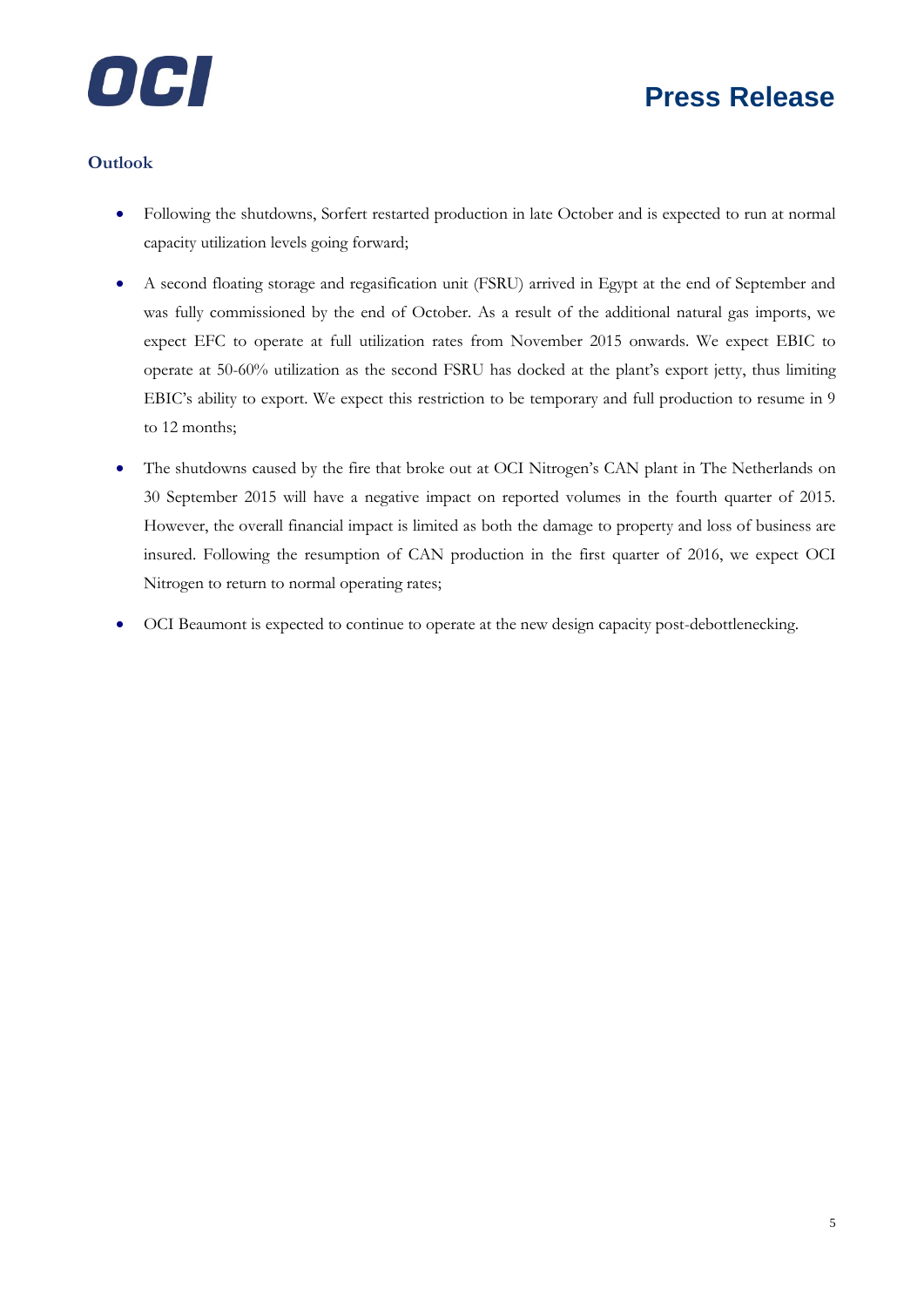## Outlook

- Following the shutdowns, Sorfert restarted production in late October and is expected to run at normal capacity utilization levels going forward;
- A second floating storage and regasification unit (FSRU) arrived in Egypt at the end of September and was fully commissioned by the end of October. As a result of the additional natural gas imports, we expect EFC to operate at full utilization rates from November 2015 onwards. We expect EBIC to operate at 50-60% utilization as the second FSRU has docked at the plant's export jetty, thus limiting EBIC's ability to export. We expect this restriction to be temporary and full production to resume in 9 to 12 months;
- The shutdowns caused by the fire that broke out at OCI Nitrogen's CAN plant in The Netherlands on 30 September 2015 will have a negative impact on reported volumes in the fourth quarter of 2015. However, the overall financial impact is limited as both the damage to property and loss of business are insured. Following the resumption of CAN production in the first quarter of 2016, we expect OCI Nitrogen to return to normal operating rates;
- OCI Beaumont is expected to continue to operate at the new design capacity post-debottlenecking.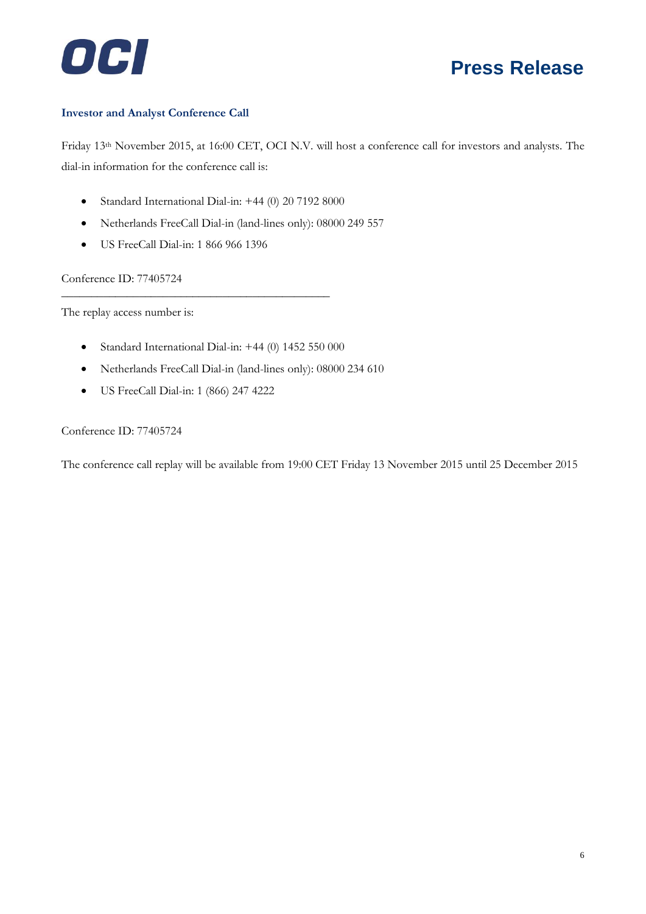### Investor and Analyst Conference Call

Friday 13th November 2015, at 16:00 CET, OCI N.V. will host a conference call for investors and analysts. The dial-in information for the conference call is:

- Standard International Dial-in: +44 (0) 20 7192 8000
- Netherlands FreeCall Dial-in (land-lines only): 08000 249 557
- US FreeCall Dial-in: 1 866 966 1396

Conference ID: 77405724

---

The replay access number is:

- Standard International Dial-in: +44 (0) 1452 550 000
- Netherlands FreeCall Dial-in (land-lines only): 08000 234 610
- US FreeCall Dial-in: 1 (866) 247 4222

Conference ID: 77405724

The conference call replay will be available from 19:00 CET Friday 13 November 2015 until 25 December 2015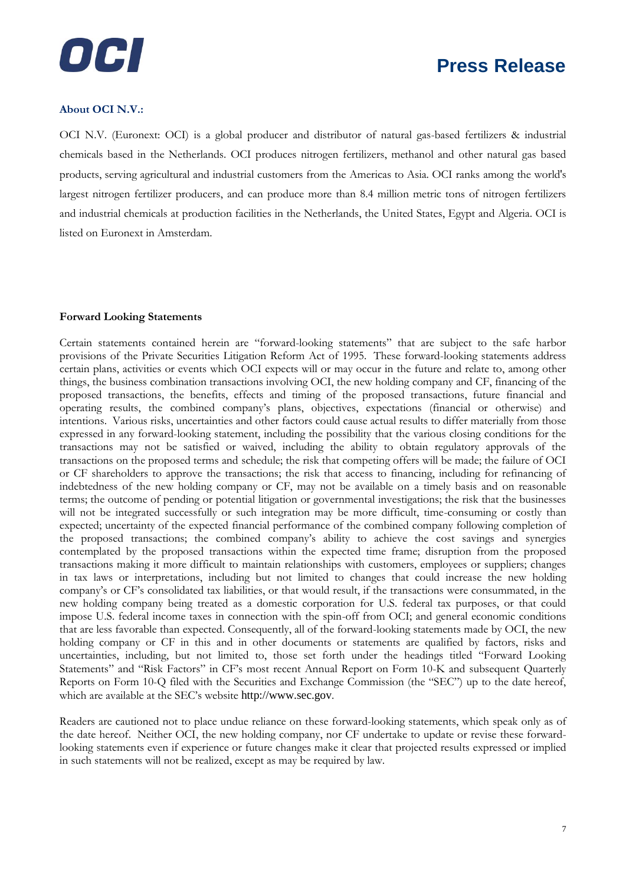**About OCI N.V.:**

OCI N.V. (Euronext: OCI) is a global producer and distributor of natural gas-based fertilizers & industrial chemicals based in the Netherlands. OCI produces nitrogen fertilizers, methanol and other natural gas based products, serving agricultural and industrial customers from the Americas to Asia. OCI ranks among the world's largest nitrogen fertilizer producers, and can produce more than 8.4 million metric tons of nitrogen fertilizers and industrial chemicals at production facilities in the Netherlands, the United States, Egypt and Algeria. OCI is listed on Euronext in Amsterdam.

**Forward Looking Statements**

Certain statements contained herein are "forward-looking statements" that are subject to the safe harbor provisions of the Private Securities Litigation Reform Act of 1995. These forward-looking statements address certain plans, activities or events which OCI expects will or may occur in the future and relate to, among other things, the business combination transactions involving OCI, the new holding company and CF, financing of the proposed transactions, the benefits, effects and timing of the proposed transactions, future financial and operating results, the combined company's plans, objectives, expectations (financial or otherwise) and intentions. Various risks, uncertainties and other factors could cause actual results to differ materially from those expressed in any forward-looking statement, including the possibility that the various closing conditions for the transactions may not be satisfied or waived, including the ability to obtain regulatory approvals of the transactions on the proposed terms and schedule; the risk that competing offers will be made; the failure of OCI or CF shareholders to approve the transactions; the risk that access to financing, including for refinancing of indebtedness of the new holding company or CF, may not be available on a timely basis and on reasonable terms; the outcome of pending or potential litigation or governmental investigations; the risk that the businesses will not be integrated successfully or such integration may be more difficult, time-consuming or costly than expected; uncertainty of the expected financial performance of the combined company following completion of the proposed transactions; the combined company's ability to achieve the cost savings and synergies contemplated by the proposed transactions within the expected time frame; disruption from the proposed transactions making it more difficult to maintain relationships with customers, employees or suppliers; changes in tax laws or interpretations, including but not limited to changes that could increase the new holding company's or CF's consolidated tax liabilities, or that would result, if the transactions were consummated, in the new holding company being treated as a domestic corporation for U.S. federal tax purposes, or that could impose U.S. federal income taxes in connection with the spin-off from OCI; and general economic conditions that are less favorable than expected. Consequently, all of the forward-looking statements made by OCI, the new holding company or CF in this and in other documents or statements are qualified by factors, risks and uncertainties, including, but not limited to, those set forth under the headings titled "Forward Looking Statements" and "Risk Factors" in CF's most recent Annual Report on Form 10-K and subsequent Quarterly Reports on Form 10-Q filed with the Securities and Exchange Commission (the "SEC") up to the date hereof, which are available at the SEC's website http://www.sec.gov.

Readers are cautioned not to place undue reliance on these forward-looking statements, which speak only as of the date hereof. Neither OCI, the new holding company, nor CF undertake to update or revise these forward-looking statements even if experience or future changes make it clear that projected results expressed or implied in such statements will not be realized, except as may be required by law.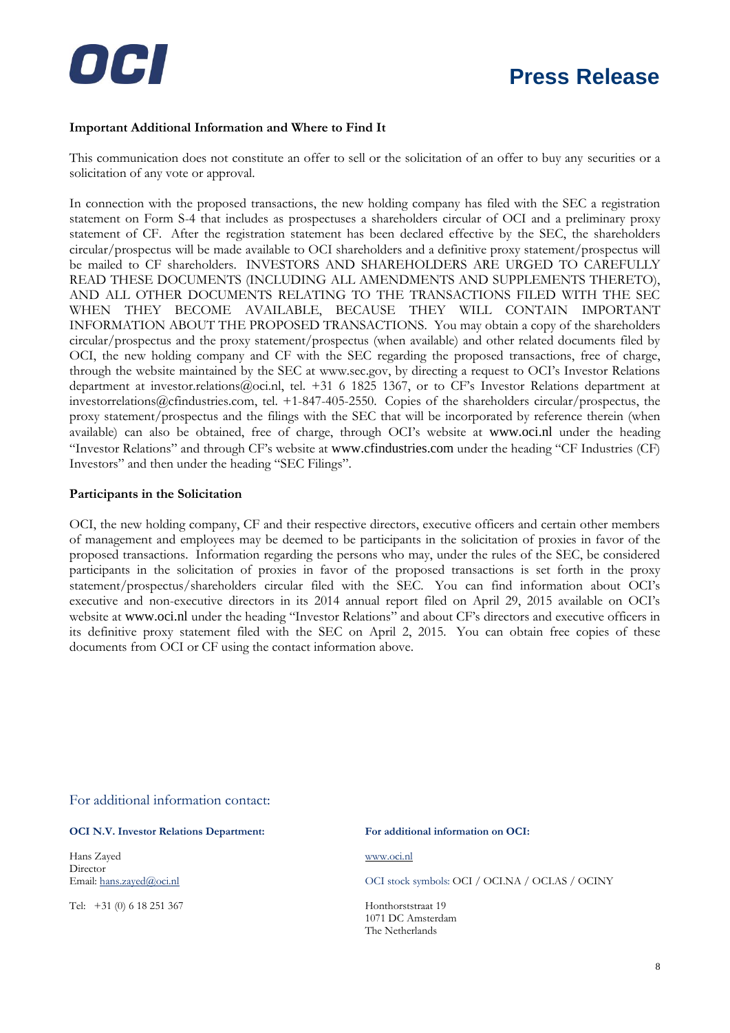**Important Additional Information and Where to Find It**

This communication does not constitute an offer to sell or the solicitation of an offer to buy any securities or a solicitation of any vote or approval.

In connection with the proposed transactions, the new holding company has filed with the SEC a registration statement on Form S-4 that includes as prospectuses a shareholders circular of OCI and a preliminary proxy statement of CF. After the registration statement has been declared effective by the SEC, the shareholders circular/prospectus will be made available to OCI shareholders and a definitive proxy statement/prospectus will be mailed to CF shareholders. INVESTORS AND SHAREHOLDERS ARE URGED TO CAREFULLY READ THESE DOCUMENTS (INCLUDING ALL AMENDMENTS AND SUPPLEMENTS THERETO), AND ALL OTHER DOCUMENTS RELATING TO THE TRANSACTIONS FILED WITH THE SEC WHEN THEY BECOME AVAILABLE, BECAUSE THEY WILL CONTAIN IMPORTANT INFORMATION ABOUT THE PROPOSED TRANSACTIONS. You may obtain a copy of the shareholders circular/prospectus and the proxy statement/prospectus (when available) and other related documents filed by OCI, the new holding company and CF with the SEC regarding the proposed transactions, free of charge, through the website maintained by the SEC at www.sec.gov, by directing a request to OCI's Investor Relations department at investor.relations@oci.nl, tel. +31 6 1825 1367, or to CF's Investor Relations department at investorrelations@cfindustries.com, tel. +1-847-405-2550. Copies of the shareholders circular/prospectus, the proxy statement/prospectus and the filings with the SEC that will be incorporated by reference therein (when available) can also be obtained, free of charge, through OCI's website at www.oci.nl under the heading "Investor Relations" and through CF's website at www.cfindustries.com under the heading "CF Industries (CF) Investors" and then under the heading "SEC Filings".

**Participants in the Solicitation**

OCI, the new holding company, CF and their respective directors, executive officers and certain other members of management and employees may be deemed to be participants in the solicitation of proxies in favor of the proposed transactions. Information regarding the persons who may, under the rules of the SEC, be considered participants in the solicitation of proxies in favor of the proposed transactions is set forth in the proxy statement/prospectus/shareholders circular filed with the SEC. You can find information about OCI's executive and non-executive directors in its 2014 annual report filed on April 29, 2015 available on OCI's website at www.oci.nl under the heading "Investor Relations" and about CF's directors and executive officers in its definitive proxy statement filed with the SEC on April 2, 2015. You can obtain free copies of these documents from OCI or CF using the contact information above.

For additional information contact:

**OCI N.V. Investor Relations Department:**

Hans Zayed
Director
Email: hans.zayed@oci.nl

Tel: +31 (0) 6 18 251 367

**For additional information on OCI:**

www.oci.nl

OCI stock symbols: OCI / OCI.NA / OCI.AS / OCINY

Honthorststraat 19
1071 DC Amsterdam
The Netherlands